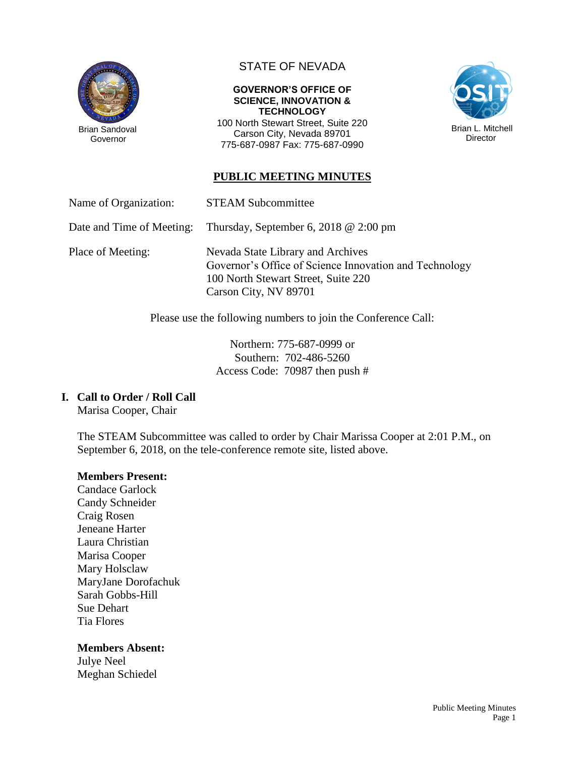Brian Sandoval
Governor

STATE OF NEVADA

**GOVERNOR'S OFFICE OF SCIENCE, INNOVATION & TECHNOLOGY**
100 North Stewart Street, Suite 220
Carson City, Nevada 89701
775-687-0987 Fax: 775-687-0990

Brian L. Mitchell
Director

# PUBLIC MEETING MINUTES

Name of Organization: STEAM Subcommittee

Date and Time of Meeting: Thursday, September 6, 2018 @ 2:00 pm

Place of Meeting: Nevada State Library and Archives
Governor's Office of Science Innovation and Technology
100 North Stewart Street, Suite 220
Carson City, NV 89701

Please use the following numbers to join the Conference Call:

Northern: 775-687-0999 or
Southern: 702-486-5260
Access Code: 70987 then push #

## I. Call to Order / Roll Call

Marisa Cooper, Chair

The STEAM Subcommittee was called to order by Chair Marissa Cooper at 2:01 P.M., on September 6, 2018, on the tele-conference remote site, listed above.

**Members Present:**
Candace Garlock
Candy Schneider
Craig Rosen
Jeneane Harter
Laura Christian
Marisa Cooper
Mary Holsclaw
MaryJane Dorofachuk
Sarah Gobbs-Hill
Sue Dehart
Tia Flores

**Members Absent:**
Julye Neel
Meghan Schiedel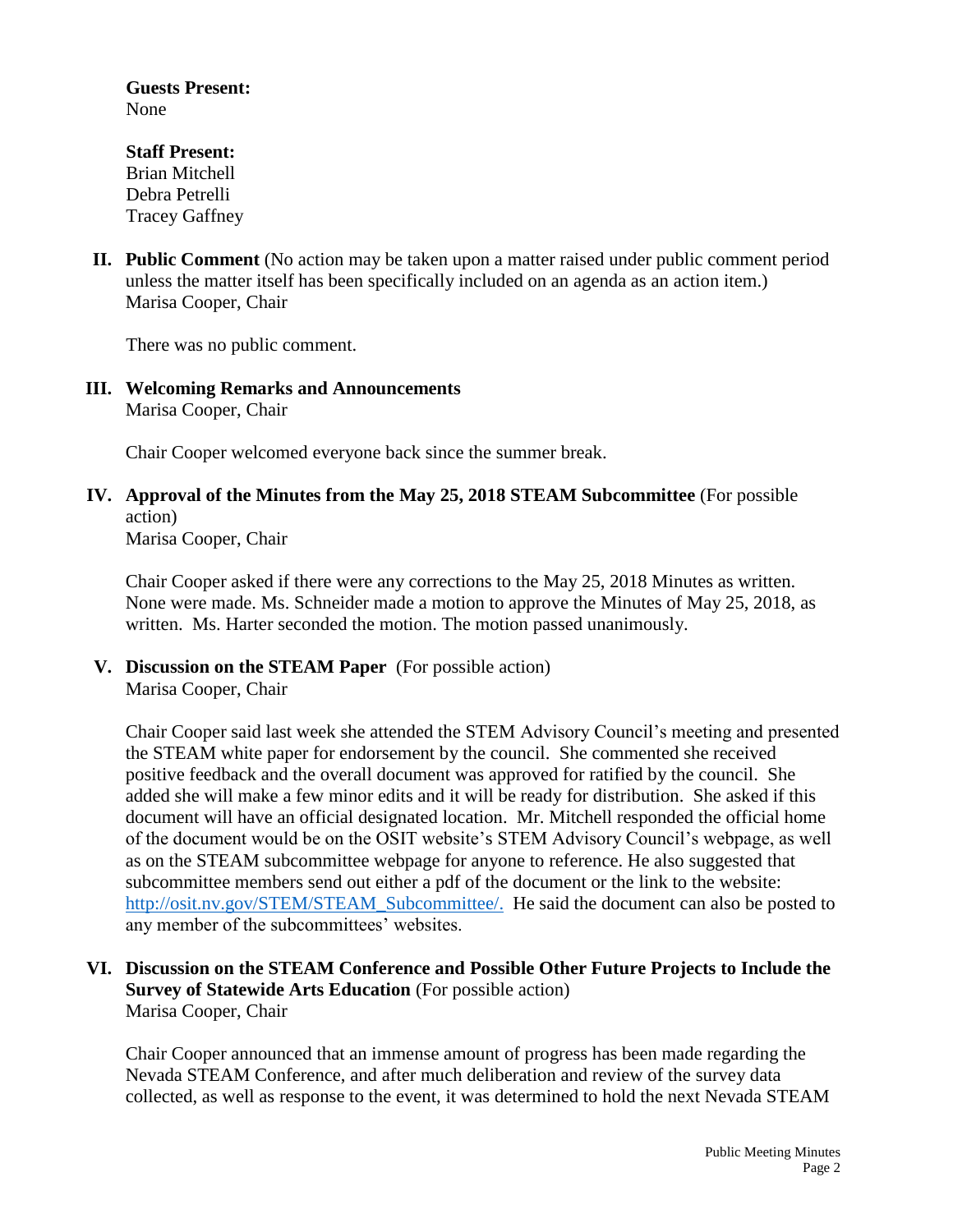**Guests Present:**
None

**Staff Present:**
Brian Mitchell
Debra Petrelli
Tracey Gaffney

**II. Public Comment** (No action may be taken upon a matter raised under public comment period unless the matter itself has been specifically included on an agenda as an action item.)
Marisa Cooper, Chair

There was no public comment.

**III. Welcoming Remarks and Announcements**
Marisa Cooper, Chair

Chair Cooper welcomed everyone back since the summer break.

**IV. Approval of the Minutes from the May 25, 2018 STEAM Subcommittee** (For possible action)
Marisa Cooper, Chair

Chair Cooper asked if there were any corrections to the May 25, 2018 Minutes as written. None were made. Ms. Schneider made a motion to approve the Minutes of May 25, 2018, as written. Ms. Harter seconded the motion. The motion passed unanimously.

**V. Discussion on the STEAM Paper** (For possible action)
Marisa Cooper, Chair

Chair Cooper said last week she attended the STEM Advisory Council's meeting and presented the STEAM white paper for endorsement by the council. She commented she received positive feedback and the overall document was approved for ratified by the council. She added she will make a few minor edits and it will be ready for distribution. She asked if this document will have an official designated location. Mr. Mitchell responded the official home of the document would be on the OSIT website's STEM Advisory Council's webpage, as well as on the STEAM subcommittee webpage for anyone to reference. He also suggested that subcommittee members send out either a pdf of the document or the link to the website: http://osit.nv.gov/STEM/STEAM_Subcommittee/. He said the document can also be posted to any member of the subcommittees' websites.

**VI. Discussion on the STEAM Conference and Possible Other Future Projects to Include the Survey of Statewide Arts Education** (For possible action)
Marisa Cooper, Chair

Chair Cooper announced that an immense amount of progress has been made regarding the Nevada STEAM Conference, and after much deliberation and review of the survey data collected, as well as response to the event, it was determined to hold the next Nevada STEAM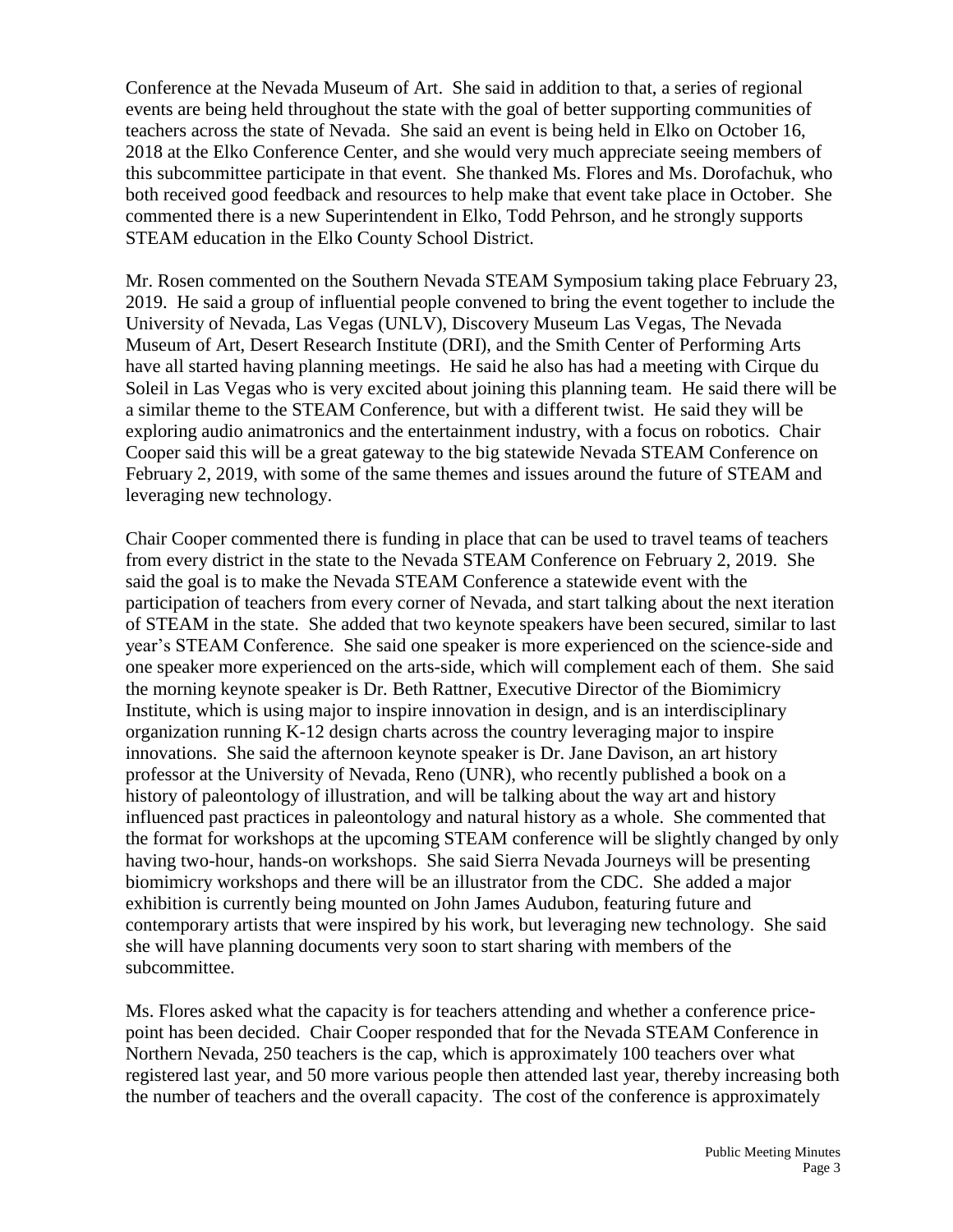Conference at the Nevada Museum of Art. She said in addition to that, a series of regional events are being held throughout the state with the goal of better supporting communities of teachers across the state of Nevada. She said an event is being held in Elko on October 16, 2018 at the Elko Conference Center, and she would very much appreciate seeing members of this subcommittee participate in that event. She thanked Ms. Flores and Ms. Dorofachuk, who both received good feedback and resources to help make that event take place in October. She commented there is a new Superintendent in Elko, Todd Pehrson, and he strongly supports STEAM education in the Elko County School District.

Mr. Rosen commented on the Southern Nevada STEAM Symposium taking place February 23, 2019. He said a group of influential people convened to bring the event together to include the University of Nevada, Las Vegas (UNLV), Discovery Museum Las Vegas, The Nevada Museum of Art, Desert Research Institute (DRI), and the Smith Center of Performing Arts have all started having planning meetings. He said he also has had a meeting with Cirque du Soleil in Las Vegas who is very excited about joining this planning team. He said there will be a similar theme to the STEAM Conference, but with a different twist. He said they will be exploring audio animatronics and the entertainment industry, with a focus on robotics. Chair Cooper said this will be a great gateway to the big statewide Nevada STEAM Conference on February 2, 2019, with some of the same themes and issues around the future of STEAM and leveraging new technology.

Chair Cooper commented there is funding in place that can be used to travel teams of teachers from every district in the state to the Nevada STEAM Conference on February 2, 2019. She said the goal is to make the Nevada STEAM Conference a statewide event with the participation of teachers from every corner of Nevada, and start talking about the next iteration of STEAM in the state. She added that two keynote speakers have been secured, similar to last year's STEAM Conference. She said one speaker is more experienced on the science-side and one speaker more experienced on the arts-side, which will complement each of them. She said the morning keynote speaker is Dr. Beth Rattner, Executive Director of the Biomimicry Institute, which is using major to inspire innovation in design, and is an interdisciplinary organization running K-12 design charts across the country leveraging major to inspire innovations. She said the afternoon keynote speaker is Dr. Jane Davison, an art history professor at the University of Nevada, Reno (UNR), who recently published a book on a history of paleontology of illustration, and will be talking about the way art and history influenced past practices in paleontology and natural history as a whole. She commented that the format for workshops at the upcoming STEAM conference will be slightly changed by only having two-hour, hands-on workshops. She said Sierra Nevada Journeys will be presenting biomimicry workshops and there will be an illustrator from the CDC. She added a major exhibition is currently being mounted on John James Audubon, featuring future and contemporary artists that were inspired by his work, but leveraging new technology. She said she will have planning documents very soon to start sharing with members of the subcommittee.

Ms. Flores asked what the capacity is for teachers attending and whether a conference price-point has been decided. Chair Cooper responded that for the Nevada STEAM Conference in Northern Nevada, 250 teachers is the cap, which is approximately 100 teachers over what registered last year, and 50 more various people then attended last year, thereby increasing both the number of teachers and the overall capacity. The cost of the conference is approximately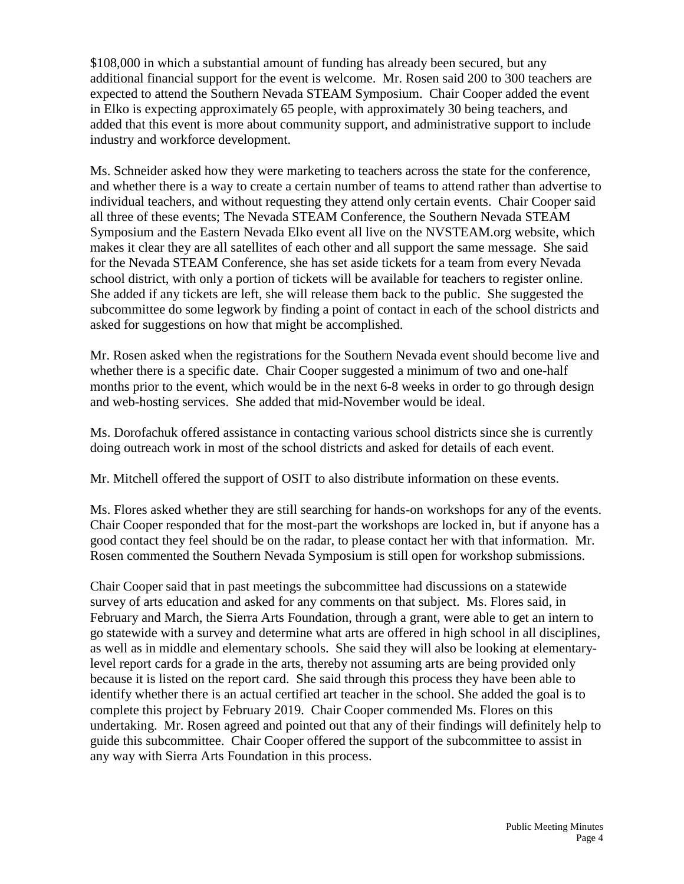$108,000 in which a substantial amount of funding has already been secured, but any additional financial support for the event is welcome. Mr. Rosen said 200 to 300 teachers are expected to attend the Southern Nevada STEAM Symposium. Chair Cooper added the event in Elko is expecting approximately 65 people, with approximately 30 being teachers, and added that this event is more about community support, and administrative support to include industry and workforce development.

Ms. Schneider asked how they were marketing to teachers across the state for the conference, and whether there is a way to create a certain number of teams to attend rather than advertise to individual teachers, and without requesting they attend only certain events. Chair Cooper said all three of these events; The Nevada STEAM Conference, the Southern Nevada STEAM Symposium and the Eastern Nevada Elko event all live on the NVSTEAM.org website, which makes it clear they are all satellites of each other and all support the same message. She said for the Nevada STEAM Conference, she has set aside tickets for a team from every Nevada school district, with only a portion of tickets will be available for teachers to register online. She added if any tickets are left, she will release them back to the public. She suggested the subcommittee do some legwork by finding a point of contact in each of the school districts and asked for suggestions on how that might be accomplished.

Mr. Rosen asked when the registrations for the Southern Nevada event should become live and whether there is a specific date. Chair Cooper suggested a minimum of two and one-half months prior to the event, which would be in the next 6-8 weeks in order to go through design and web-hosting services. She added that mid-November would be ideal.

Ms. Dorofachuk offered assistance in contacting various school districts since she is currently doing outreach work in most of the school districts and asked for details of each event.

Mr. Mitchell offered the support of OSIT to also distribute information on these events.

Ms. Flores asked whether they are still searching for hands-on workshops for any of the events. Chair Cooper responded that for the most-part the workshops are locked in, but if anyone has a good contact they feel should be on the radar, to please contact her with that information. Mr. Rosen commented the Southern Nevada Symposium is still open for workshop submissions.

Chair Cooper said that in past meetings the subcommittee had discussions on a statewide survey of arts education and asked for any comments on that subject. Ms. Flores said, in February and March, the Sierra Arts Foundation, through a grant, were able to get an intern to go statewide with a survey and determine what arts are offered in high school in all disciplines, as well as in middle and elementary schools. She said they will also be looking at elementary-level report cards for a grade in the arts, thereby not assuming arts are being provided only because it is listed on the report card. She said through this process they have been able to identify whether there is an actual certified art teacher in the school. She added the goal is to complete this project by February 2019. Chair Cooper commended Ms. Flores on this undertaking. Mr. Rosen agreed and pointed out that any of their findings will definitely help to guide this subcommittee. Chair Cooper offered the support of the subcommittee to assist in any way with Sierra Arts Foundation in this process.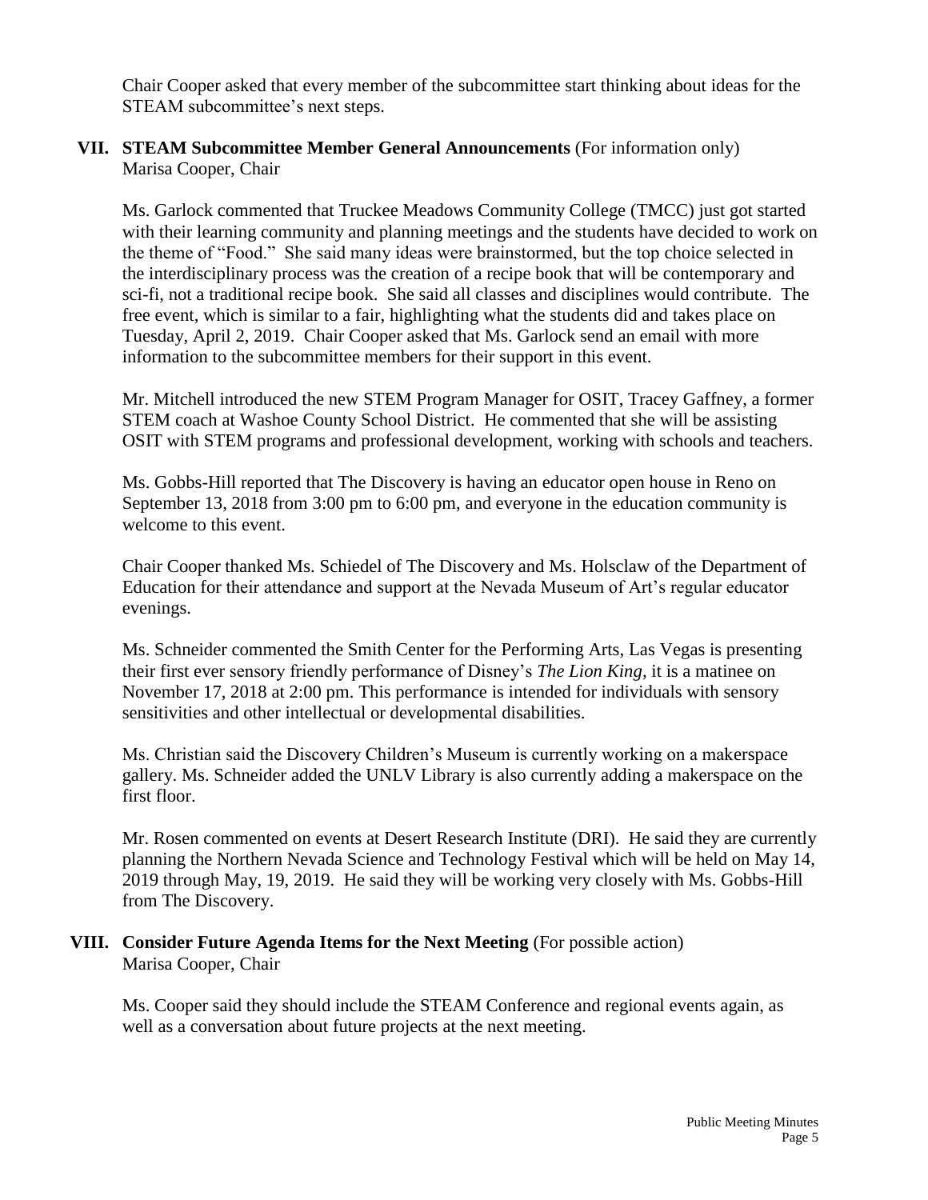Chair Cooper asked that every member of the subcommittee start thinking about ideas for the STEAM subcommittee's next steps.

## VII. STEAM Subcommittee Member General Announcements (For information only)

Marisa Cooper, Chair

Ms. Garlock commented that Truckee Meadows Community College (TMCC) just got started with their learning community and planning meetings and the students have decided to work on the theme of "Food." She said many ideas were brainstormed, but the top choice selected in the interdisciplinary process was the creation of a recipe book that will be contemporary and sci-fi, not a traditional recipe book. She said all classes and disciplines would contribute. The free event, which is similar to a fair, highlighting what the students did and takes place on Tuesday, April 2, 2019. Chair Cooper asked that Ms. Garlock send an email with more information to the subcommittee members for their support in this event.

Mr. Mitchell introduced the new STEM Program Manager for OSIT, Tracey Gaffney, a former STEM coach at Washoe County School District. He commented that she will be assisting OSIT with STEM programs and professional development, working with schools and teachers.

Ms. Gobbs-Hill reported that The Discovery is having an educator open house in Reno on September 13, 2018 from 3:00 pm to 6:00 pm, and everyone in the education community is welcome to this event.

Chair Cooper thanked Ms. Schiedel of The Discovery and Ms. Holsclaw of the Department of Education for their attendance and support at the Nevada Museum of Art's regular educator evenings.

Ms. Schneider commented the Smith Center for the Performing Arts, Las Vegas is presenting their first ever sensory friendly performance of Disney's *The Lion King,* it is a matinee on November 17, 2018 at 2:00 pm. This performance is intended for individuals with sensory sensitivities and other intellectual or developmental disabilities.

Ms. Christian said the Discovery Children's Museum is currently working on a makerspace gallery. Ms. Schneider added the UNLV Library is also currently adding a makerspace on the first floor.

Mr. Rosen commented on events at Desert Research Institute (DRI). He said they are currently planning the Northern Nevada Science and Technology Festival which will be held on May 14, 2019 through May, 19, 2019. He said they will be working very closely with Ms. Gobbs-Hill from The Discovery.

## VIII. Consider Future Agenda Items for the Next Meeting (For possible action)

Marisa Cooper, Chair

Ms. Cooper said they should include the STEAM Conference and regional events again, as well as a conversation about future projects at the next meeting.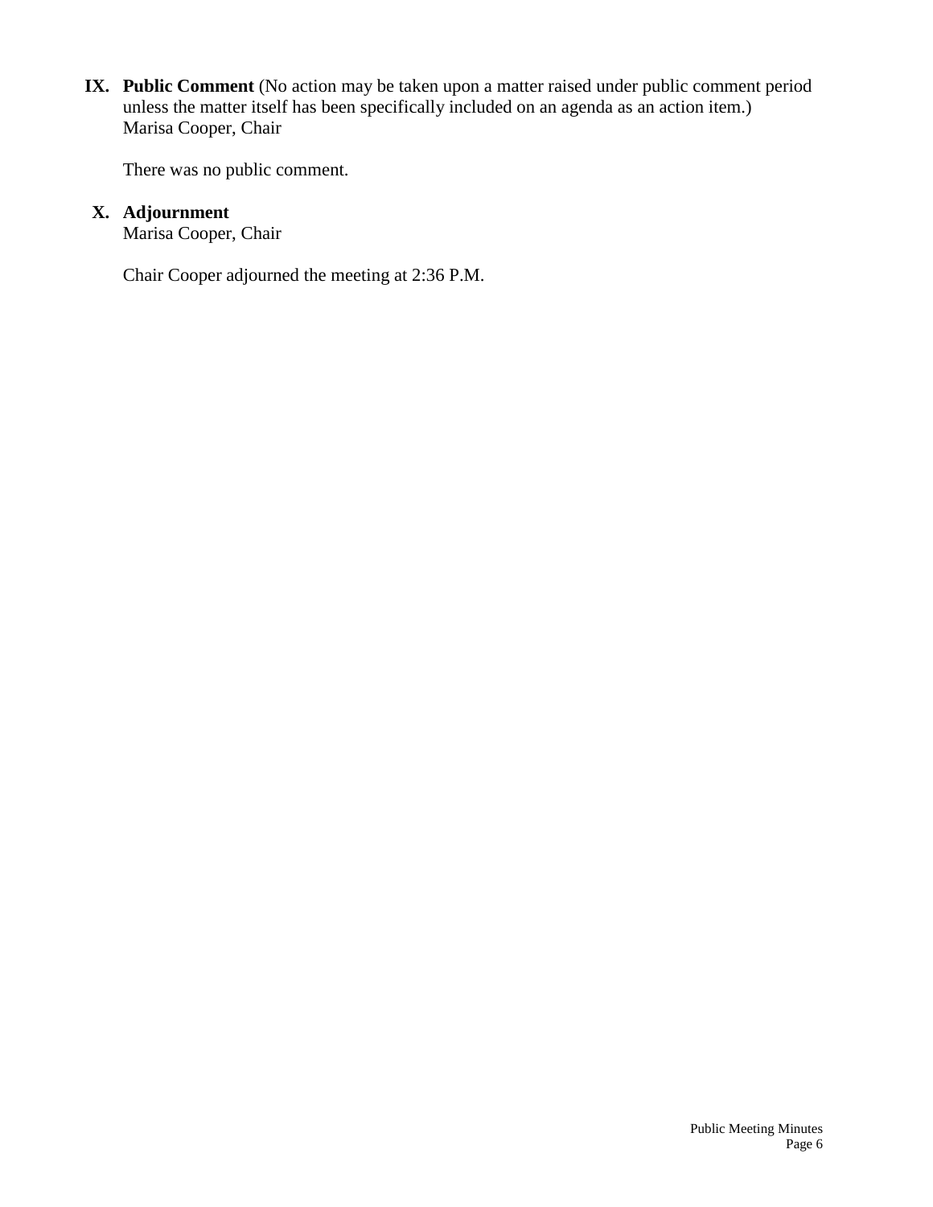**IX. Public Comment** (No action may be taken upon a matter raised under public comment period unless the matter itself has been specifically included on an agenda as an action item.)
Marisa Cooper, Chair

There was no public comment.

**X. Adjournment**
Marisa Cooper, Chair

Chair Cooper adjourned the meeting at 2:36 P.M.